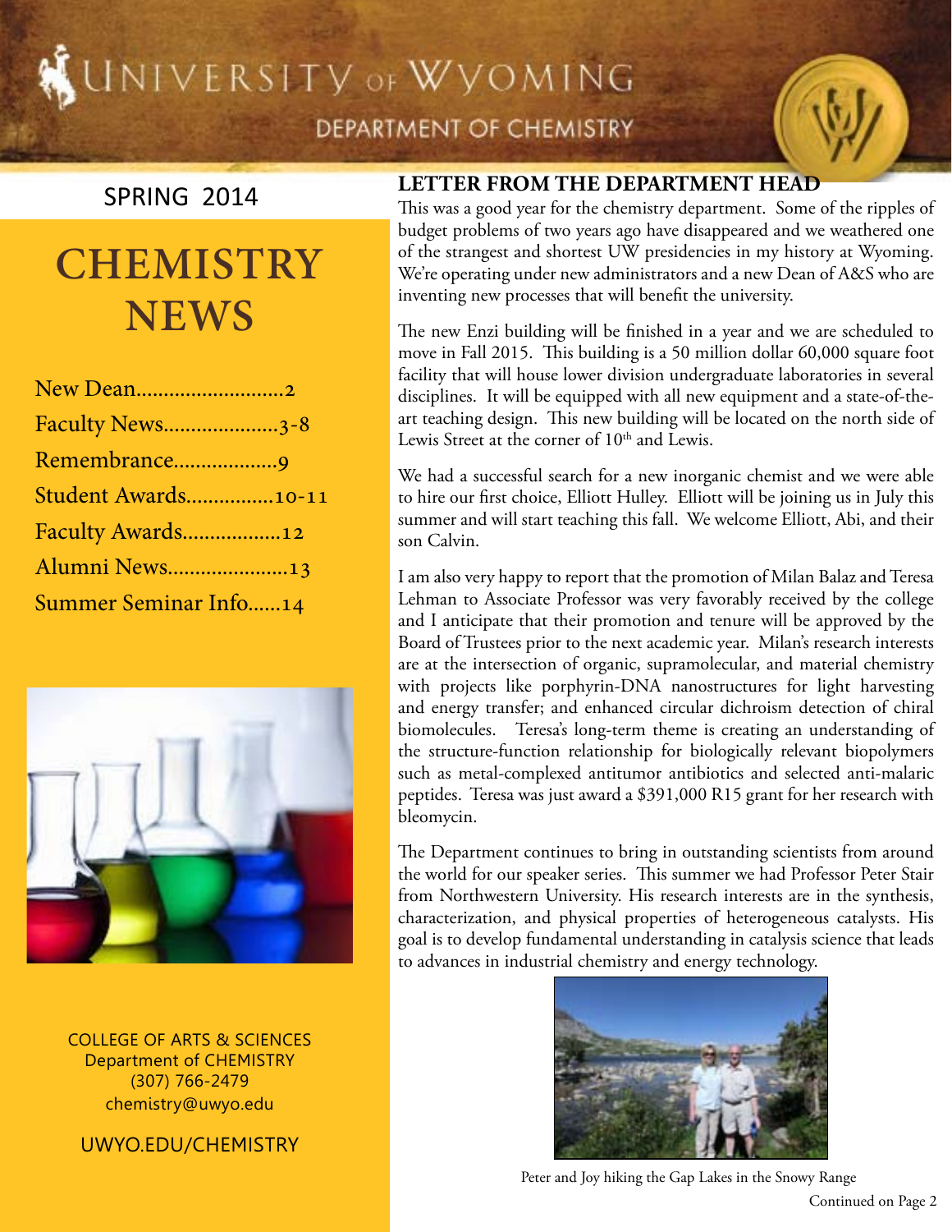# UNIVERSITY OF WYOMING

DEPARTMENT OF CHEMISTRY

SPRING 2014

# CHEMISTRY NEWS

- New Dean............................2
- Faculty News.....................3-8
- Remembrance...................9
- Student Awards................10-11
- Faculty Awards..................12
- Alumni News......................13
- Summer Seminar Info......14

COLLEGE OF ARTS & SCIENCES
Department of CHEMISTRY
(307) 766-2479
chemistry@uwyo.edu

UWYO.EDU/CHEMISTRY

## LETTER FROM THE DEPARTMENT HEAD

This was a good year for the chemistry department. Some of the ripples of budget problems of two years ago have disappeared and we weathered one of the strangest and shortest UW presidencies in my history at Wyoming. We're operating under new administrators and a new Dean of A&S who are inventing new processes that will benefit the university.

The new Enzi building will be finished in a year and we are scheduled to move in Fall 2015. This building is a 50 million dollar 60,000 square foot facility that will house lower division undergraduate laboratories in several disciplines. It will be equipped with all new equipment and a state-of-the-art teaching design. This new building will be located on the north side of Lewis Street at the corner of 10th and Lewis.

We had a successful search for a new inorganic chemist and we were able to hire our first choice, Elliott Hulley. Elliott will be joining us in July this summer and will start teaching this fall. We welcome Elliott, Abi, and their son Calvin.

I am also very happy to report that the promotion of Milan Balaz and Teresa Lehman to Associate Professor was very favorably received by the college and I anticipate that their promotion and tenure will be approved by the Board of Trustees prior to the next academic year. Milan's research interests are at the intersection of organic, supramolecular, and material chemistry with projects like porphyrin-DNA nanostructures for light harvesting and energy transfer; and enhanced circular dichroism detection of chiral biomolecules. Teresa's long-term theme is creating an understanding of the structure-function relationship for biologically relevant biopolymers such as metal-complexed antitumor antibiotics and selected anti-malaric peptides. Teresa was just award a $391,000 R15 grant for her research with bleomycin.

The Department continues to bring in outstanding scientists from around the world for our speaker series. This summer we had Professor Peter Stair from Northwestern University. His research interests are in the synthesis, characterization, and physical properties of heterogeneous catalysts. His goal is to develop fundamental understanding in catalysis science that leads to advances in industrial chemistry and energy technology.

Peter and Joy hiking the Gap Lakes in the Snowy Range

Continued on Page 2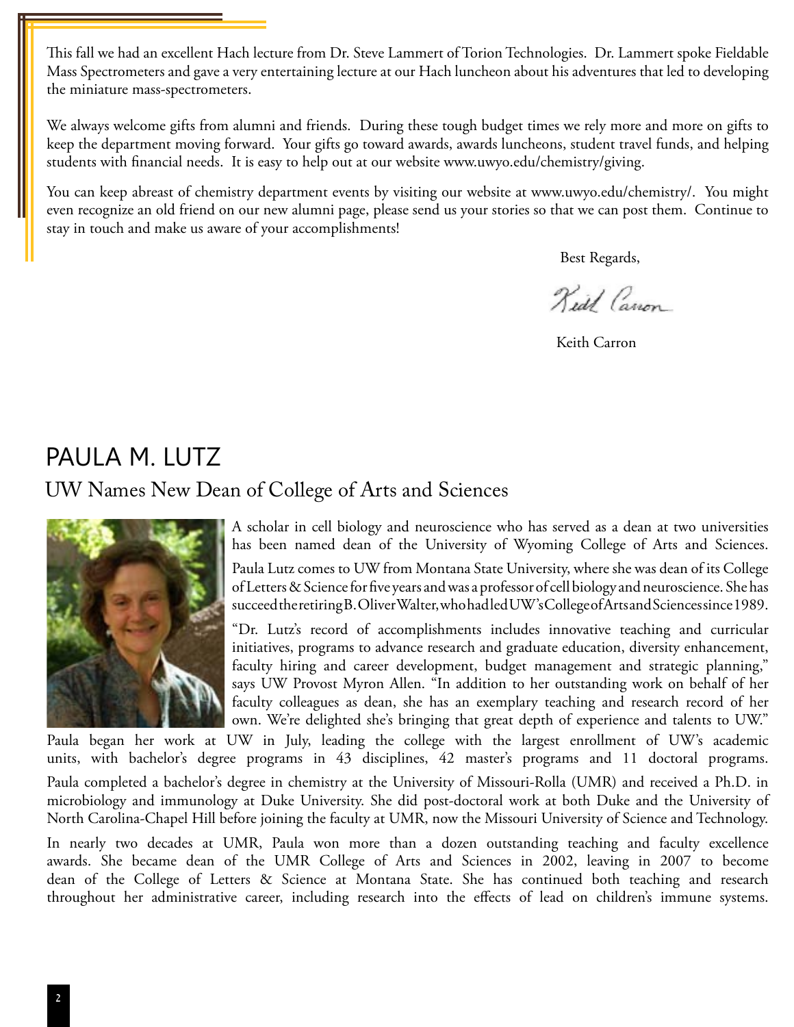This fall we had an excellent Hach lecture from Dr. Steve Lammert of Torion Technologies. Dr. Lammert spoke Fieldable Mass Spectrometers and gave a very entertaining lecture at our Hach luncheon about his adventures that led to developing the miniature mass-spectrometers.

We always welcome gifts from alumni and friends. During these tough budget times we rely more and more on gifts to keep the department moving forward. Your gifts go toward awards, awards luncheons, student travel funds, and helping students with financial needs. It is easy to help out at our website www.uwyo.edu/chemistry/giving.

You can keep abreast of chemistry department events by visiting our website at www.uwyo.edu/chemistry/. You might even recognize an old friend on our new alumni page, please send us your stories so that we can post them. Continue to stay in touch and make us aware of your accomplishments!

Best Regards,

Keith Carron

# PAULA M. LUTZ

## UW Names New Dean of College of Arts and Sciences

A scholar in cell biology and neuroscience who has served as a dean at two universities has been named dean of the University of Wyoming College of Arts and Sciences.

Paula Lutz comes to UW from Montana State University, where she was dean of its College of Letters & Science for five years and was a professor of cell biology and neuroscience. She has succeed the retiring B. Oliver Walter, who had led UW's College of Arts and Sciences since 1989.

"Dr. Lutz's record of accomplishments includes innovative teaching and curricular initiatives, programs to advance research and graduate education, diversity enhancement, faculty hiring and career development, budget management and strategic planning," says UW Provost Myron Allen. "In addition to her outstanding work on behalf of her faculty colleagues as dean, she has an exemplary teaching and research record of her own. We're delighted she's bringing that great depth of experience and talents to UW."

Paula began her work at UW in July, leading the college with the largest enrollment of UW's academic units, with bachelor's degree programs in 43 disciplines, 42 master's programs and 11 doctoral programs.

Paula completed a bachelor's degree in chemistry at the University of Missouri-Rolla (UMR) and received a Ph.D. in microbiology and immunology at Duke University. She did post-doctoral work at both Duke and the University of North Carolina-Chapel Hill before joining the faculty at UMR, now the Missouri University of Science and Technology.

In nearly two decades at UMR, Paula won more than a dozen outstanding teaching and faculty excellence awards. She became dean of the UMR College of Arts and Sciences in 2002, leaving in 2007 to become dean of the College of Letters & Science at Montana State. She has continued both teaching and research throughout her administrative career, including research into the effects of lead on children's immune systems.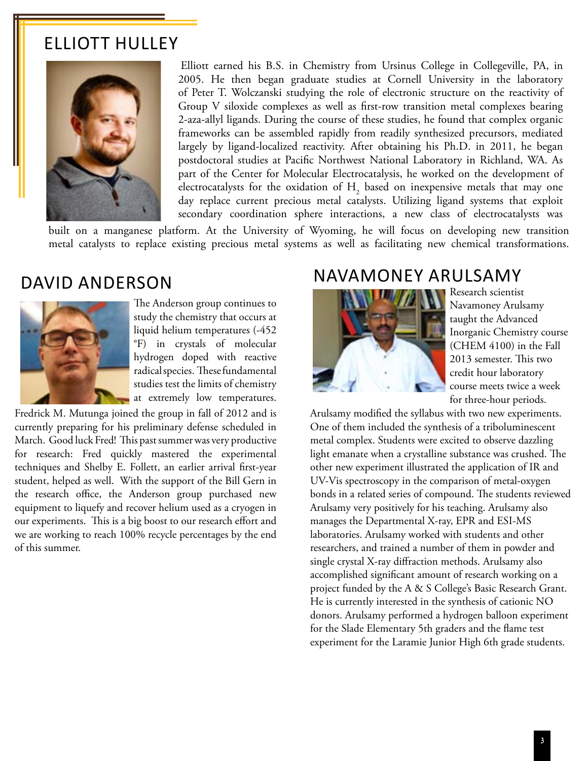## ELLIOTT HULLEY

Elliott earned his B.S. in Chemistry from Ursinus College in Collegeville, PA, in 2005. He then began graduate studies at Cornell University in the laboratory of Peter T. Wolczanski studying the role of electronic structure on the reactivity of Group V siloxide complexes as well as first-row transition metal complexes bearing 2-aza-allyl ligands. During the course of these studies, he found that complex organic frameworks can be assembled rapidly from readily synthesized precursors, mediated largely by ligand-localized reactivity. After obtaining his Ph.D. in 2011, he began postdoctoral studies at Pacific Northwest National Laboratory in Richland, WA. As part of the Center for Molecular Electrocatalysis, he worked on the development of electrocatalysts for the oxidation of $H_2$ based on inexpensive metals that may one day replace current precious metal catalysts. Utilizing ligand systems that exploit secondary coordination sphere interactions, a new class of electrocatalysts was built on a manganese platform. At the University of Wyoming, he will focus on developing new transition metal catalysts to replace existing precious metal systems as well as facilitating new chemical transformations.

## DAVID ANDERSON

The Anderson group continues to study the chemistry that occurs at liquid helium temperatures (-452 °F) in crystals of molecular hydrogen doped with reactive radical species. These fundamental studies test the limits of chemistry at extremely low temperatures. Fredrick M. Mutunga joined the group in fall of 2012 and is currently preparing for his preliminary defense scheduled in March. Good luck Fred! This past summer was very productive for research: Fred quickly mastered the experimental techniques and Shelby E. Follett, an earlier arrival first-year student, helped as well. With the support of the Bill Gern in the research office, the Anderson group purchased new equipment to liquefy and recover helium used as a cryogen in our experiments. This is a big boost to our research effort and we are working to reach 100% recycle percentages by the end of this summer.

## NAVAMONEY ARULSAMY

Research scientist Navamoney Arulsamy taught the Advanced Inorganic Chemistry course (CHEM 4100) in the Fall 2013 semester. This two credit hour laboratory course meets twice a week for three-hour periods. Arulsamy modified the syllabus with two new experiments. One of them included the synthesis of a triboluminescent metal complex. Students were excited to observe dazzling light emanate when a crystalline substance was crushed. The other new experiment illustrated the application of IR and UV-Vis spectroscopy in the comparison of metal-oxygen bonds in a related series of compound. The students reviewed Arulsamy very positively for his teaching. Arulsamy also manages the Departmental X-ray, EPR and ESI-MS laboratories. Arulsamy worked with students and other researchers, and trained a number of them in powder and single crystal X-ray diffraction methods. Arulsamy also accomplished significant amount of research working on a project funded by the A & S College's Basic Research Grant. He is currently interested in the synthesis of cationic NO donors. Arulsamy performed a hydrogen balloon experiment for the Slade Elementary 5th graders and the flame test experiment for the Laramie Junior High 6th grade students.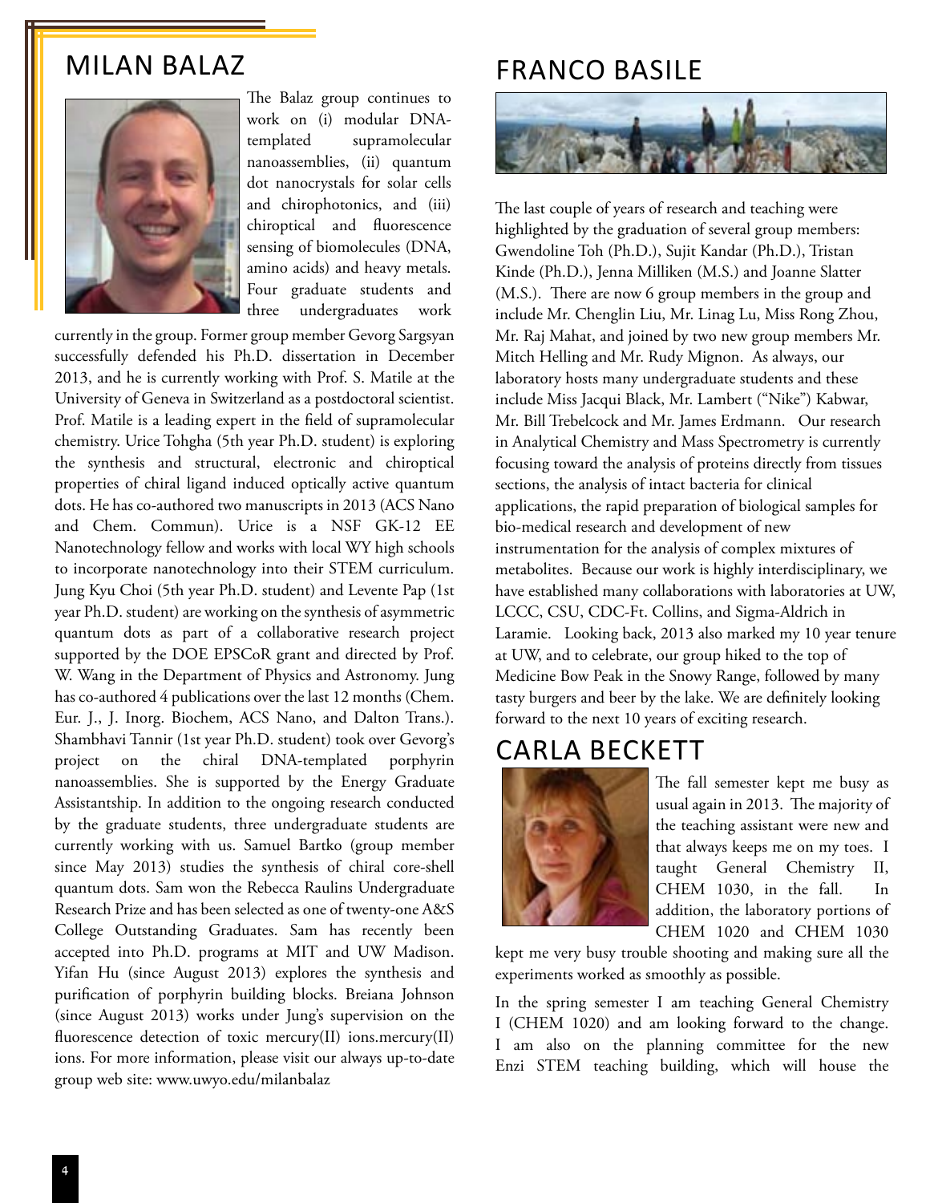## MILAN BALAZ

The Balaz group continues to work on (i) modular DNA-templated supramolecular nanoassemblies, (ii) quantum dot nanocrystals for solar cells and chirophotonics, and (iii) chiroptical and fluorescence sensing of biomolecules (DNA, amino acids) and heavy metals. Four graduate students and three undergraduates work currently in the group. Former group member Gevorg Sargsyan successfully defended his Ph.D. dissertation in December 2013, and he is currently working with Prof. S. Matile at the University of Geneva in Switzerland as a postdoctoral scientist. Prof. Matile is a leading expert in the field of supramolecular chemistry. Urice Tohgha (5th year Ph.D. student) is exploring the synthesis and structural, electronic and chiroptical properties of chiral ligand induced optically active quantum dots. He has co-authored two manuscripts in 2013 (ACS Nano and Chem. Commun). Urice is a NSF GK-12 EE Nanotechnology fellow and works with local WY high schools to incorporate nanotechnology into their STEM curriculum. Jung Kyu Choi (5th year Ph.D. student) and Levente Pap (1st year Ph.D. student) are working on the synthesis of asymmetric quantum dots as part of a collaborative research project supported by the DOE EPSCoR grant and directed by Prof. W. Wang in the Department of Physics and Astronomy. Jung has co-authored 4 publications over the last 12 months (Chem. Eur. J., J. Inorg. Biochem, ACS Nano, and Dalton Trans.). Shambhavi Tannir (1st year Ph.D. student) took over Gevorg's project on the chiral DNA-templated porphyrin nanoassemblies. She is supported by the Energy Graduate Assistantship. In addition to the ongoing research conducted by the graduate students, three undergraduate students are currently working with us. Samuel Bartko (group member since May 2013) studies the synthesis of chiral core-shell quantum dots. Sam won the Rebecca Raulins Undergraduate Research Prize and has been selected as one of twenty-one A&S College Outstanding Graduates. Sam has recently been accepted into Ph.D. programs at MIT and UW Madison. Yifan Hu (since August 2013) explores the synthesis and purification of porphyrin building blocks. Breiana Johnson (since August 2013) works under Jung's supervision on the fluorescence detection of toxic mercury(II) ions.mercury(II) ions. For more information, please visit our always up-to-date group web site: www.uwyo.edu/milanbalaz

## FRANCO BASILE

The last couple of years of research and teaching were highlighted by the graduation of several group members: Gwendoline Toh (Ph.D.), Sujit Kandar (Ph.D.), Tristan Kinde (Ph.D.), Jenna Milliken (M.S.) and Joanne Slatter (M.S.). There are now 6 group members in the group and include Mr. Chenglin Liu, Mr. Linag Lu, Miss Rong Zhou, Mr. Raj Mahat, and joined by two new group members Mr. Mitch Helling and Mr. Rudy Mignon. As always, our laboratory hosts many undergraduate students and these include Miss Jacqui Black, Mr. Lambert ("Nike") Kabwar, Mr. Bill Trebelcock and Mr. James Erdmann. Our research in Analytical Chemistry and Mass Spectrometry is currently focusing toward the analysis of proteins directly from tissues sections, the analysis of intact bacteria for clinical applications, the rapid preparation of biological samples for bio-medical research and development of new instrumentation for the analysis of complex mixtures of metabolites. Because our work is highly interdisciplinary, we have established many collaborations with laboratories at UW, LCCC, CSU, CDC-Ft. Collins, and Sigma-Aldrich in Laramie. Looking back, 2013 also marked my 10 year tenure at UW, and to celebrate, our group hiked to the top of Medicine Bow Peak in the Snowy Range, followed by many tasty burgers and beer by the lake. We are definitely looking forward to the next 10 years of exciting research.

## CARLA BECKETT

The fall semester kept me busy as usual again in 2013. The majority of the teaching assistant were new and that always keeps me on my toes. I taught General Chemistry II, CHEM 1030, in the fall. In addition, the laboratory portions of CHEM 1020 and CHEM 1030 kept me very busy trouble shooting and making sure all the experiments worked as smoothly as possible.

In the spring semester I am teaching General Chemistry I (CHEM 1020) and am looking forward to the change. I am also on the planning committee for the new Enzi STEM teaching building, which will house the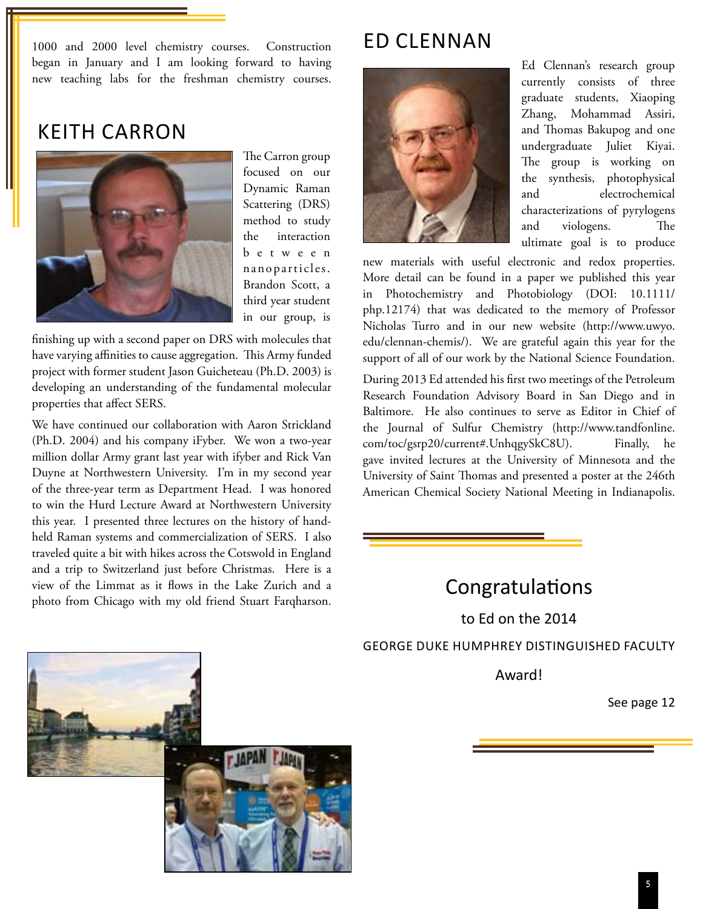1000 and 2000 level chemistry courses. Construction began in January and I am looking forward to having new teaching labs for the freshman chemistry courses.

## KEITH CARRON

The Carron group focused on our Dynamic Raman Scattering (DRS) method to study the interaction between nanoparticles. Brandon Scott, a third year student in our group, is finishing up with a second paper on DRS with molecules that have varying affinities to cause aggregation. This Army funded project with former student Jason Guicheteau (Ph.D. 2003) is developing an understanding of the fundamental molecular properties that affect SERS.

We have continued our collaboration with Aaron Strickland (Ph.D. 2004) and his company iFyber. We won a two-year million dollar Army grant last year with ifyber and Rick Van Duyne at Northwestern University. I'm in my second year of the three-year term as Department Head. I was honored to win the Hurd Lecture Award at Northwestern University this year. I presented three lectures on the history of hand-held Raman systems and commercialization of SERS. I also traveled quite a bit with hikes across the Cotswold in England and a trip to Switzerland just before Christmas. Here is a view of the Limmat as it flows in the Lake Zurich and a photo from Chicago with my old friend Stuart Farqharson.

## ED CLENNAN

Ed Clennan's research group currently consists of three graduate students, Xiaoping Zhang, Mohammad Assiri, and Thomas Bakupog and one undergraduate Juliet Kiyai. The group is working on the synthesis, photophysical and electrochemical characterizations of pyrylogens and viologens. The ultimate goal is to produce new materials with useful electronic and redox properties. More detail can be found in a paper we published this year in Photochemistry and Photobiology (DOI: 10.1111/php.12174) that was dedicated to the memory of Professor Nicholas Turro and in our new website (http://www.uwyo.edu/clennan-chemis/). We are grateful again this year for the support of all of our work by the National Science Foundation.

During 2013 Ed attended his first two meetings of the Petroleum Research Foundation Advisory Board in San Diego and in Baltimore. He also continues to serve as Editor in Chief of the Journal of Sulfur Chemistry (http://www.tandfonline.com/toc/gsrp20/current#.UnhqgySkC8U). Finally, he gave invited lectures at the University of Minnesota and the University of Saint Thomas and presented a poster at the 246th American Chemical Society National Meeting in Indianapolis.

### Congratulations

to Ed on the 2014

GEORGE DUKE HUMPHREY DISTINGUISHED FACULTY

Award!

See page 12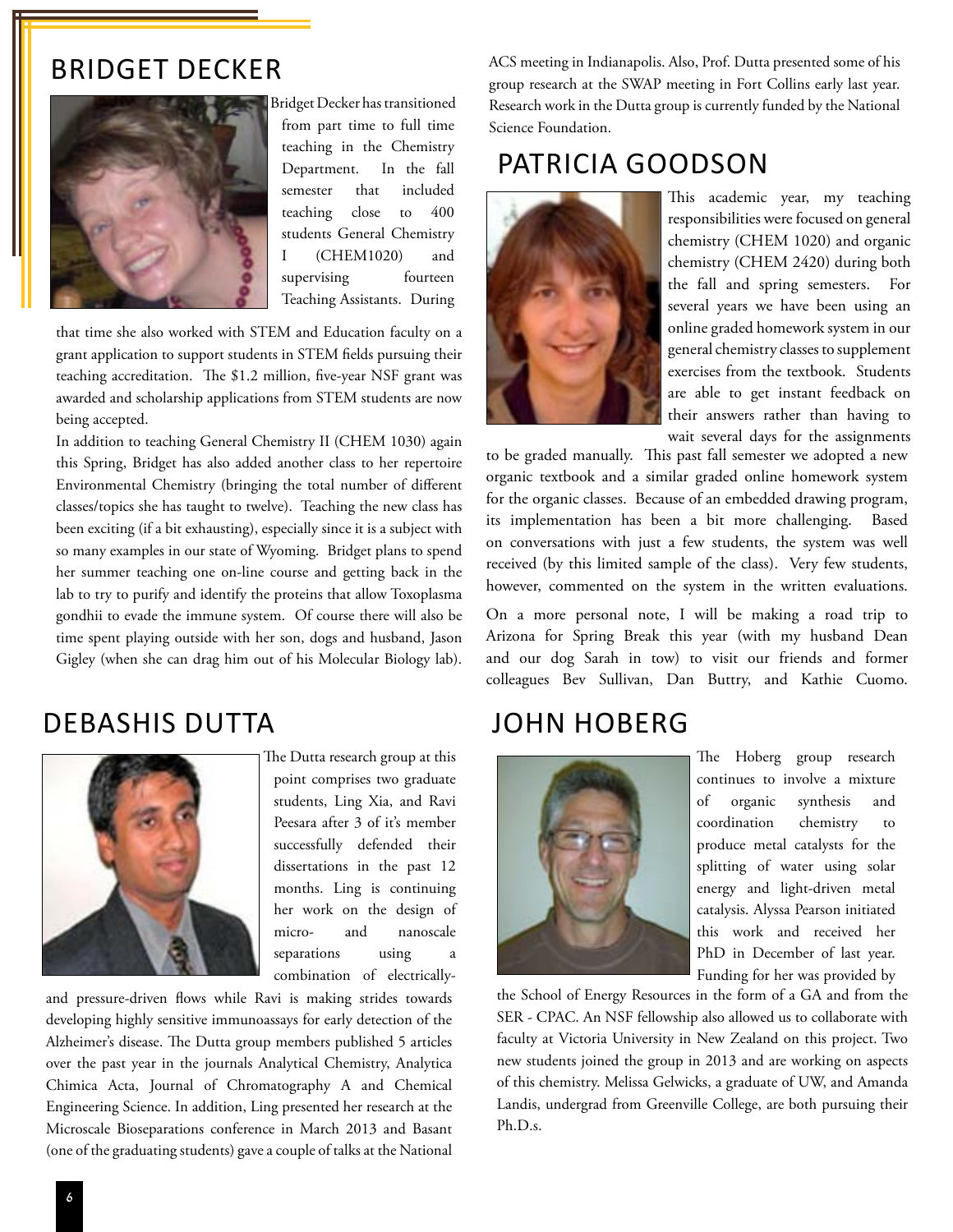## BRIDGET DECKER

Bridget Decker has transitioned from part time to full time teaching in the Chemistry Department. In the fall semester that included teaching close to 400 students General Chemistry I (CHEM1020) and supervising fourteen Teaching Assistants. During that time she also worked with STEM and Education faculty on a grant application to support students in STEM fields pursuing their teaching accreditation. The $1.2 million, five-year NSF grant was awarded and scholarship applications from STEM students are now being accepted.

In addition to teaching General Chemistry II (CHEM 1030) again this Spring, Bridget has also added another class to her repertoire Environmental Chemistry (bringing the total number of different classes/topics she has taught to twelve). Teaching the new class has been exciting (if a bit exhausting), especially since it is a subject with so many examples in our state of Wyoming. Bridget plans to spend her summer teaching one on-line course and getting back in the lab to try to purify and identify the proteins that allow Toxoplasma gondhii to evade the immune system. Of course there will also be time spent playing outside with her son, dogs and husband, Jason Gigley (when she can drag him out of his Molecular Biology lab).

## DEBASHIS DUTTA

The Dutta research group at this point comprises two graduate students, Ling Xia, and Ravi Peesara after 3 of it's member successfully defended their dissertations in the past 12 months. Ling is continuing her work on the design of micro- and nanoscale separations using a combination of electrically- and pressure-driven flows while Ravi is making strides towards developing highly sensitive immunoassays for early detection of the Alzheimer's disease. The Dutta group members published 5 articles over the past year in the journals Analytical Chemistry, Analytica Chimica Acta, Journal of Chromatography A and Chemical Engineering Science. In addition, Ling presented her research at the Microscale Bioseparations conference in March 2013 and Basant (one of the graduating students) gave a couple of talks at the National ACS meeting in Indianapolis. Also, Prof. Dutta presented some of his group research at the SWAP meeting in Fort Collins early last year. Research work in the Dutta group is currently funded by the National Science Foundation.

## PATRICIA GOODSON

This academic year, my teaching responsibilities were focused on general chemistry (CHEM 1020) and organic chemistry (CHEM 2420) during both the fall and spring semesters. For several years we have been using an online graded homework system in our general chemistry classes to supplement exercises from the textbook. Students are able to get instant feedback on their answers rather than having to wait several days for the assignments to be graded manually. This past fall semester we adopted a new organic textbook and a similar graded online homework system for the organic classes. Because of an embedded drawing program, its implementation has been a bit more challenging. Based on conversations with just a few students, the system was well received (by this limited sample of the class). Very few students, however, commented on the system in the written evaluations.

On a more personal note, I will be making a road trip to Arizona for Spring Break this year (with my husband Dean and our dog Sarah in tow) to visit our friends and former colleagues Bev Sullivan, Dan Buttry, and Kathie Cuomo.

## JOHN HOBERG

The Hoberg group research continues to involve a mixture of organic synthesis and coordination chemistry to produce metal catalysts for the splitting of water using solar energy and light-driven metal catalysis. Alyssa Pearson initiated this work and received her PhD in December of last year. Funding for her was provided by the School of Energy Resources in the form of a GA and from the SER - CPAC. An NSF fellowship also allowed us to collaborate with faculty at Victoria University in New Zealand on this project. Two new students joined the group in 2013 and are working on aspects of this chemistry. Melissa Gelwicks, a graduate of UW, and Amanda Landis, undergrad from Greenville College, are both pursuing their Ph.D.s.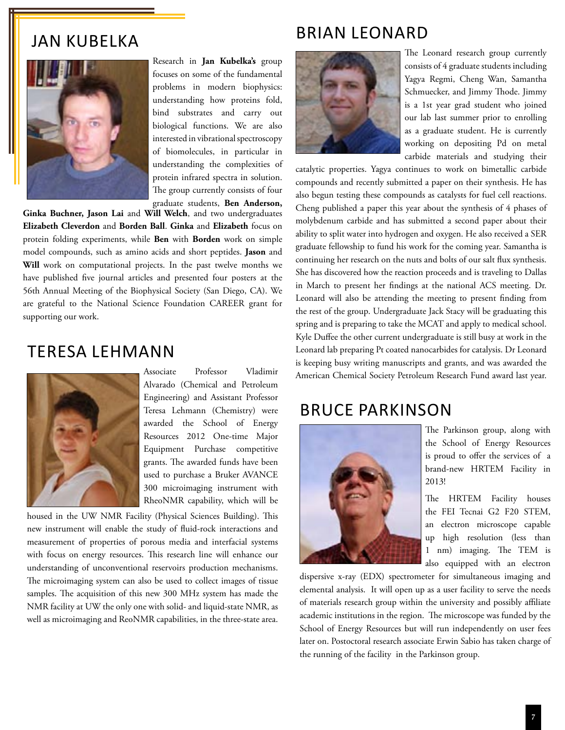## JAN KUBELKA

Research in **Jan Kubelka's** group focuses on some of the fundamental problems in modern biophysics: understanding how proteins fold, bind substrates and carry out biological functions. We are also interested in vibrational spectroscopy of biomolecules, in particular in understanding the complexities of protein infrared spectra in solution. The group currently consists of four graduate students, **Ben Anderson, Ginka Buchner, Jason Lai** and **Will Welch**, and two undergraduates **Elizabeth Cleverdon** and **Borden Ball**. **Ginka** and **Elizabeth** focus on protein folding experiments, while **Ben** with **Borden** work on simple model compounds, such as amino acids and short peptides. **Jason** and **Will** work on computational projects. In the past twelve months we have published five journal articles and presented four posters at the 56th Annual Meeting of the Biophysical Society (San Diego, CA). We are grateful to the National Science Foundation CAREER grant for supporting our work.

## TERESA LEHMANN

Associate Professor Vladimir Alvarado (Chemical and Petroleum Engineering) and Assistant Professor Teresa Lehmann (Chemistry) were awarded the School of Energy Resources 2012 One-time Major Equipment Purchase competitive grants. The awarded funds have been used to purchase a Bruker AVANCE 300 microimaging instrument with RheoNMR capability, which will be housed in the UW NMR Facility (Physical Sciences Building). This new instrument will enable the study of fluid-rock interactions and measurement of properties of porous media and interfacial systems with focus on energy resources. This research line will enhance our understanding of unconventional reservoirs production mechanisms. The microimaging system can also be used to collect images of tissue samples. The acquisition of this new 300 MHz system has made the NMR facility at UW the only one with solid- and liquid-state NMR, as well as microimaging and ReoNMR capabilities, in the three-state area.

## BRIAN LEONARD

The Leonard research group currently consists of 4 graduate students including Yagya Regmi, Cheng Wan, Samantha Schmuecker, and Jimmy Thode. Jimmy is a 1st year grad student who joined our lab last summer prior to enrolling as a graduate student. He is currently working on depositing Pd on metal carbide materials and studying their catalytic properties. Yagya continues to work on bimetallic carbide compounds and recently submitted a paper on their synthesis. He has also begun testing these compounds as catalysts for fuel cell reactions. Cheng published a paper this year about the synthesis of 4 phases of molybdenum carbide and has submitted a second paper about their ability to split water into hydrogen and oxygen. He also received a SER graduate fellowship to fund his work for the coming year. Samantha is continuing her research on the nuts and bolts of our salt flux synthesis. She has discovered how the reaction proceeds and is traveling to Dallas in March to present her findings at the national ACS meeting. Dr. Leonard will also be attending the meeting to present finding from the rest of the group. Undergraduate Jack Stacy will be graduating this spring and is preparing to take the MCAT and apply to medical school. Kyle Duffee the other current undergraduate is still busy at work in the Leonard lab preparing Pt coated nanocarbides for catalysis. Dr Leonard is keeping busy writing manuscripts and grants, and was awarded the American Chemical Society Petroleum Research Fund award last year.

## BRUCE PARKINSON

The Parkinson group, along with the School of Energy Resources is proud to offer the services of a brand-new HRTEM Facility in 2013!

The HRTEM Facility houses the FEI Tecnai G2 F20 STEM, an electron microscope capable up high resolution (less than 1 nm) imaging. The TEM is also equipped with an electron dispersive x-ray (EDX) spectrometer for simultaneous imaging and elemental analysis. It will open up as a user facility to serve the needs of materials research group within the university and possibly affiliate academic institutions in the region. The microscope was funded by the School of Energy Resources but will run independently on user fees later on. Postoctoral research associate Erwin Sabio has taken charge of the running of the facility in the Parkinson group.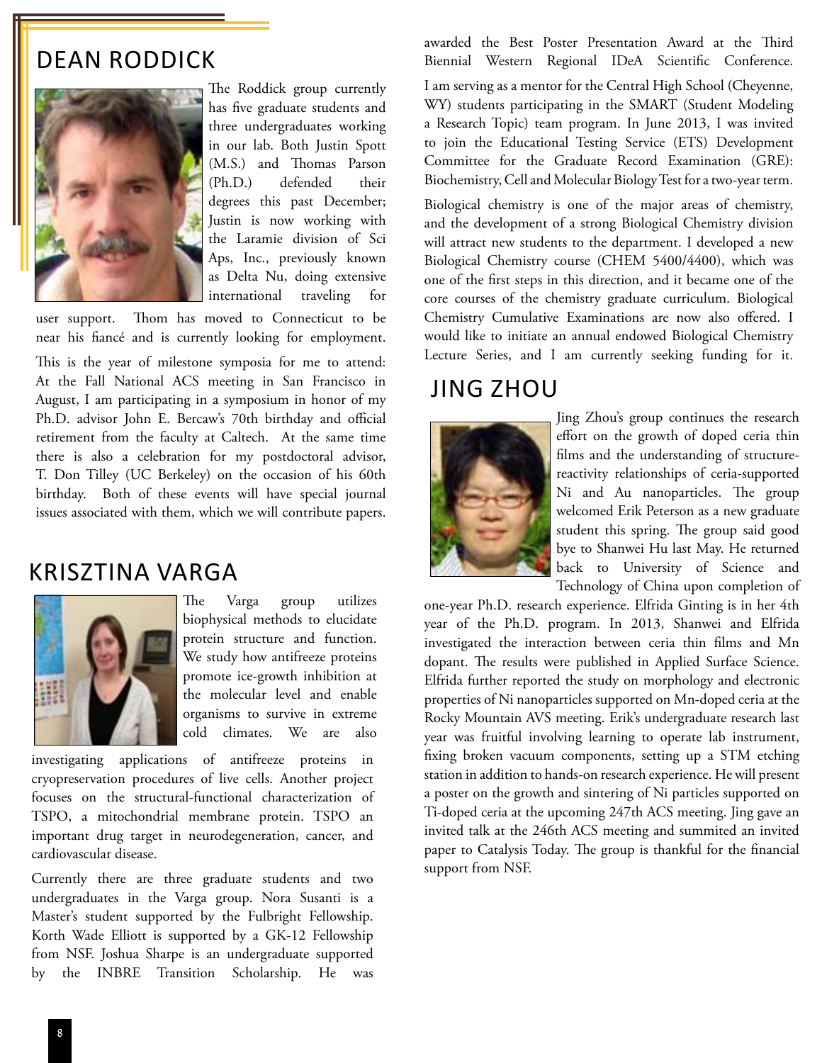## DEAN RODDICK

The Roddick group currently has five graduate students and three undergraduates working in our lab. Both Justin Spott (M.S.) and Thomas Parson (Ph.D.) defended their degrees this past December; Justin is now working with the Laramie division of Sci Aps, Inc., previously known as Delta Nu, doing extensive international traveling for user support. Thom has moved to Connecticut to be near his fiancé and is currently looking for employment.

This is the year of milestone symposia for me to attend: At the Fall National ACS meeting in San Francisco in August, I am participating in a symposium in honor of my Ph.D. advisor John E. Bercaw's 70th birthday and official retirement from the faculty at Caltech. At the same time there is also a celebration for my postdoctoral advisor, T. Don Tilley (UC Berkeley) on the occasion of his 60th birthday. Both of these events will have special journal issues associated with them, which we will contribute papers.

## KRISZTINA VARGA

The Varga group utilizes biophysical methods to elucidate protein structure and function. We study how antifreeze proteins promote ice-growth inhibition at the molecular level and enable organisms to survive in extreme cold climates. We are also investigating applications of antifreeze proteins in cryopreservation procedures of live cells. Another project focuses on the structural-functional characterization of TSPO, a mitochondrial membrane protein. TSPO an important drug target in neurodegeneration, cancer, and cardiovascular disease.

Currently there are three graduate students and two undergraduates in the Varga group. Nora Susanti is a Master's student supported by the Fulbright Fellowship. Korth Wade Elliott is supported by a GK-12 Fellowship from NSF. Joshua Sharpe is an undergraduate supported by the INBRE Transition Scholarship. He was awarded the Best Poster Presentation Award at the Third Biennial Western Regional IDeA Scientific Conference.

I am serving as a mentor for the Central High School (Cheyenne, WY) students participating in the SMART (Student Modeling a Research Topic) team program. In June 2013, I was invited to join the Educational Testing Service (ETS) Development Committee for the Graduate Record Examination (GRE): Biochemistry, Cell and Molecular Biology Test for a two-year term.

Biological chemistry is one of the major areas of chemistry, and the development of a strong Biological Chemistry division will attract new students to the department. I developed a new Biological Chemistry course (CHEM 5400/4400), which was one of the first steps in this direction, and it became one of the core courses of the chemistry graduate curriculum. Biological Chemistry Cumulative Examinations are now also offered. I would like to initiate an annual endowed Biological Chemistry Lecture Series, and I am currently seeking funding for it.

## JING ZHOU

Jing Zhou's group continues the research effort on the growth of doped ceria thin films and the understanding of structure-reactivity relationships of ceria-supported Ni and Au nanoparticles. The group welcomed Erik Peterson as a new graduate student this spring. The group said good bye to Shanwei Hu last May. He returned back to University of Science and Technology of China upon completion of one-year Ph.D. research experience. Elfrida Ginting is in her 4th year of the Ph.D. program. In 2013, Shanwei and Elfrida investigated the interaction between ceria thin films and Mn dopant. The results were published in Applied Surface Science. Elfrida further reported the study on morphology and electronic properties of Ni nanoparticles supported on Mn-doped ceria at the Rocky Mountain AVS meeting. Erik's undergraduate research last year was fruitful involving learning to operate lab instrument, fixing broken vacuum components, setting up a STM etching station in addition to hands-on research experience. He will present a poster on the growth and sintering of Ni particles supported on Ti-doped ceria at the upcoming 247th ACS meeting. Jing gave an invited talk at the 246th ACS meeting and summited an invited paper to Catalysis Today. The group is thankful for the financial support from NSF.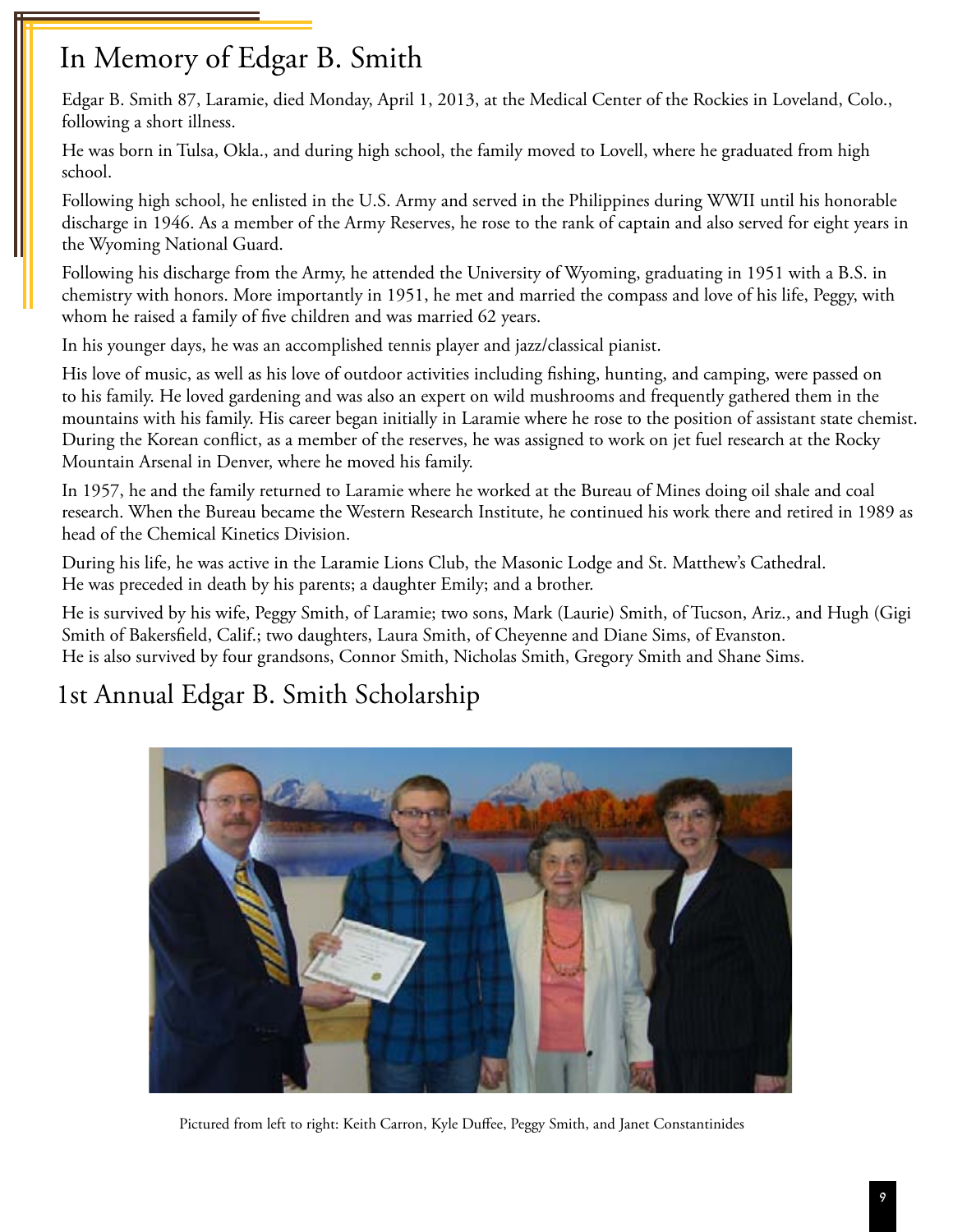# In Memory of Edgar B. Smith

Edgar B. Smith 87, Laramie, died Monday, April 1, 2013, at the Medical Center of the Rockies in Loveland, Colo., following a short illness.

He was born in Tulsa, Okla., and during high school, the family moved to Lovell, where he graduated from high school.

Following high school, he enlisted in the U.S. Army and served in the Philippines during WWII until his honorable discharge in 1946. As a member of the Army Reserves, he rose to the rank of captain and also served for eight years in the Wyoming National Guard.

Following his discharge from the Army, he attended the University of Wyoming, graduating in 1951 with a B.S. in chemistry with honors. More importantly in 1951, he met and married the compass and love of his life, Peggy, with whom he raised a family of five children and was married 62 years.

In his younger days, he was an accomplished tennis player and jazz/classical pianist.

His love of music, as well as his love of outdoor activities including fishing, hunting, and camping, were passed on to his family. He loved gardening and was also an expert on wild mushrooms and frequently gathered them in the mountains with his family. His career began initially in Laramie where he rose to the position of assistant state chemist. During the Korean conflict, as a member of the reserves, he was assigned to work on jet fuel research at the Rocky Mountain Arsenal in Denver, where he moved his family.

In 1957, he and the family returned to Laramie where he worked at the Bureau of Mines doing oil shale and coal research. When the Bureau became the Western Research Institute, he continued his work there and retired in 1989 as head of the Chemical Kinetics Division.

During his life, he was active in the Laramie Lions Club, the Masonic Lodge and St. Matthew's Cathedral.
He was preceded in death by his parents; a daughter Emily; and a brother.

He is survived by his wife, Peggy Smith, of Laramie; two sons, Mark (Laurie) Smith, of Tucson, Ariz., and Hugh (Gigi Smith of Bakersfield, Calif.; two daughters, Laura Smith, of Cheyenne and Diane Sims, of Evanston.
He is also survived by four grandsons, Connor Smith, Nicholas Smith, Gregory Smith and Shane Sims.

# 1st Annual Edgar B. Smith Scholarship

Pictured from left to right: Keith Carron, Kyle Duffee, Peggy Smith, and Janet Constantinides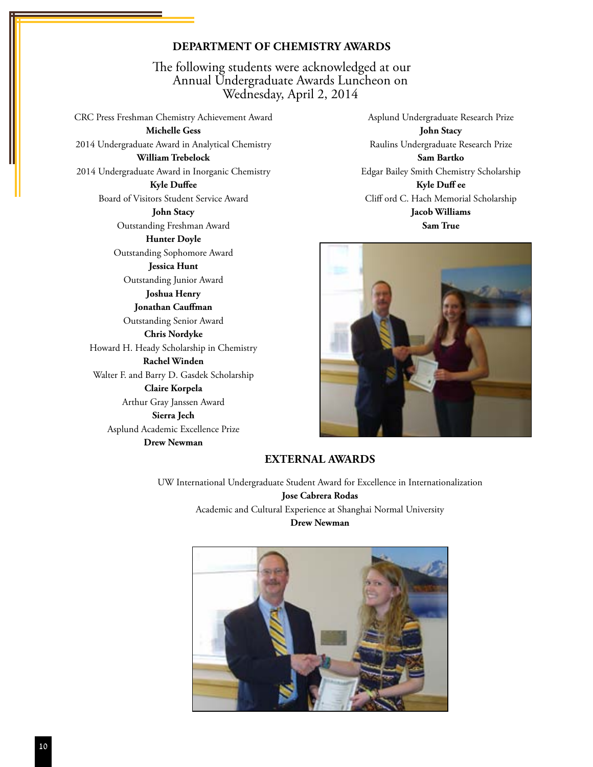## DEPARTMENT OF CHEMISTRY AWARDS

The following students were acknowledged at our Annual Undergraduate Awards Luncheon on Wednesday, April 2, 2014

CRC Press Freshman Chemistry Achievement Award
**Michelle Gess**

2014 Undergraduate Award in Analytical Chemistry
**William Trebelock**

2014 Undergraduate Award in Inorganic Chemistry
**Kyle Duffee**

Board of Visitors Student Service Award
**John Stacy**

Outstanding Freshman Award
**Hunter Doyle**

Outstanding Sophomore Award
**Jessica Hunt**

Outstanding Junior Award
**Joshua Henry**
**Jonathan Cauffman**

Outstanding Senior Award
**Chris Nordyke**

Howard H. Heady Scholarship in Chemistry
**Rachel Winden**

Walter F. and Barry D. Gasdek Scholarship
**Claire Korpela**

Arthur Gray Janssen Award
**Sierra Jech**

Asplund Academic Excellence Prize
**Drew Newman**

Asplund Undergraduate Research Prize
**John Stacy**

Raulins Undergraduate Research Prize
**Sam Bartko**

Edgar Bailey Smith Chemistry Scholarship
**Kyle Duffee**

Clifford C. Hach Memorial Scholarship
**Jacob Williams**
**Sam True**

## EXTERNAL AWARDS

UW International Undergraduate Student Award for Excellence in Internationalization
**Jose Cabrera Rodas**

Academic and Cultural Experience at Shanghai Normal University
**Drew Newman**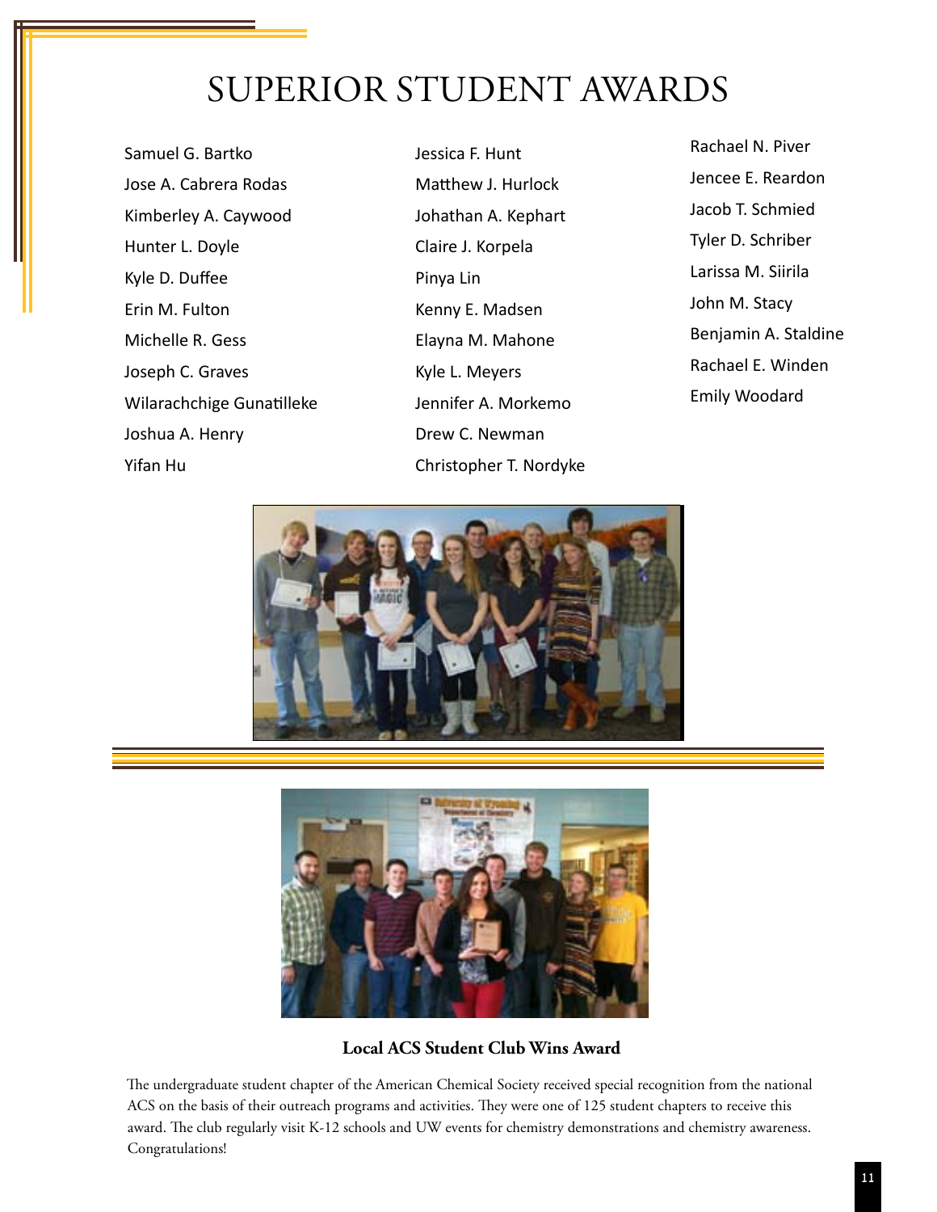# SUPERIOR STUDENT AWARDS

Samuel G. Bartko
Jose A. Cabrera Rodas
Kimberley A. Caywood
Hunter L. Doyle
Kyle D. Duffee
Erin M. Fulton
Michelle R. Gess
Joseph C. Graves
Wilarachchige Gunatilleke
Joshua A. Henry
Yifan Hu
Jessica F. Hunt
Matthew J. Hurlock
Johathan A. Kephart
Claire J. Korpela
Pinya Lin
Kenny E. Madsen
Elayna M. Mahone
Kyle L. Meyers
Jennifer A. Morkemo
Drew C. Newman
Christopher T. Nordyke
Rachael N. Piver
Jencee E. Reardon
Jacob T. Schmied
Tyler D. Schriber
Larissa M. Siirila
John M. Stacy
Benjamin A. Staldine
Rachael E. Winden
Emily Woodard

**Local ACS Student Club Wins Award**

The undergraduate student chapter of the American Chemical Society received special recognition from the national ACS on the basis of their outreach programs and activities. They were one of 125 student chapters to receive this award. The club regularly visit K-12 schools and UW events for chemistry demonstrations and chemistry awareness. Congratulations!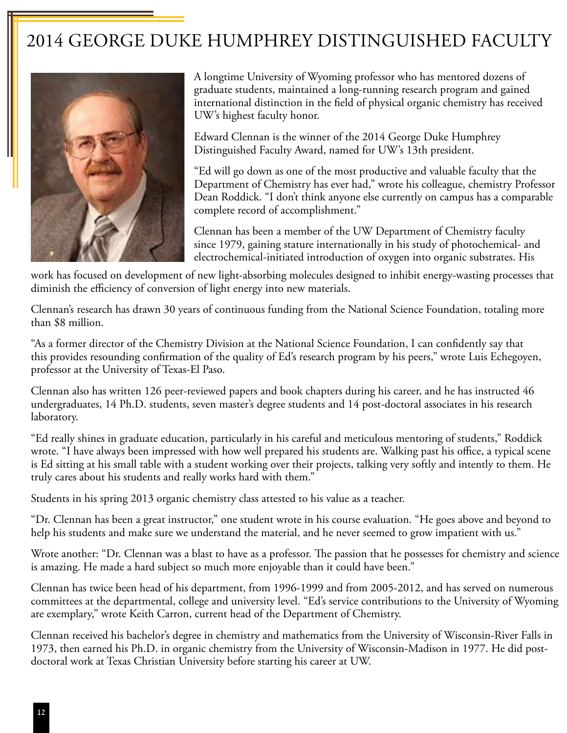# 2014 GEORGE DUKE HUMPHREY DISTINGUISHED FACULTY

A longtime University of Wyoming professor who has mentored dozens of graduate students, maintained a long-running research program and gained international distinction in the field of physical organic chemistry has received UW's highest faculty honor.

Edward Clennan is the winner of the 2014 George Duke Humphrey Distinguished Faculty Award, named for UW's 13th president.

"Ed will go down as one of the most productive and valuable faculty that the Department of Chemistry has ever had," wrote his colleague, chemistry Professor Dean Roddick. "I don't think anyone else currently on campus has a comparable complete record of accomplishment."

Clennan has been a member of the UW Department of Chemistry faculty since 1979, gaining stature internationally in his study of photochemical- and electrochemical-initiated introduction of oxygen into organic substrates. His work has focused on development of new light-absorbing molecules designed to inhibit energy-wasting processes that diminish the efficiency of conversion of light energy into new materials.

Clennan's research has drawn 30 years of continuous funding from the National Science Foundation, totaling more than $8 million.

"As a former director of the Chemistry Division at the National Science Foundation, I can confidently say that this provides resounding confirmation of the quality of Ed's research program by his peers," wrote Luis Echegoyen, professor at the University of Texas-El Paso.

Clennan also has written 126 peer-reviewed papers and book chapters during his career, and he has instructed 46 undergraduates, 14 Ph.D. students, seven master's degree students and 14 post-doctoral associates in his research laboratory.

"Ed really shines in graduate education, particularly in his careful and meticulous mentoring of students," Roddick wrote. "I have always been impressed with how well prepared his students are. Walking past his office, a typical scene is Ed sitting at his small table with a student working over their projects, talking very softly and intently to them. He truly cares about his students and really works hard with them."

Students in his spring 2013 organic chemistry class attested to his value as a teacher.

"Dr. Clennan has been a great instructor," one student wrote in his course evaluation. "He goes above and beyond to help his students and make sure we understand the material, and he never seemed to grow impatient with us."

Wrote another: "Dr. Clennan was a blast to have as a professor. The passion that he possesses for chemistry and science is amazing. He made a hard subject so much more enjoyable than it could have been."

Clennan has twice been head of his department, from 1996-1999 and from 2005-2012, and has served on numerous committees at the departmental, college and university level. "Ed's service contributions to the University of Wyoming are exemplary," wrote Keith Carron, current head of the Department of Chemistry.

Clennan received his bachelor's degree in chemistry and mathematics from the University of Wisconsin-River Falls in 1973, then earned his Ph.D. in organic chemistry from the University of Wisconsin-Madison in 1977. He did post-doctoral work at Texas Christian University before starting his career at UW.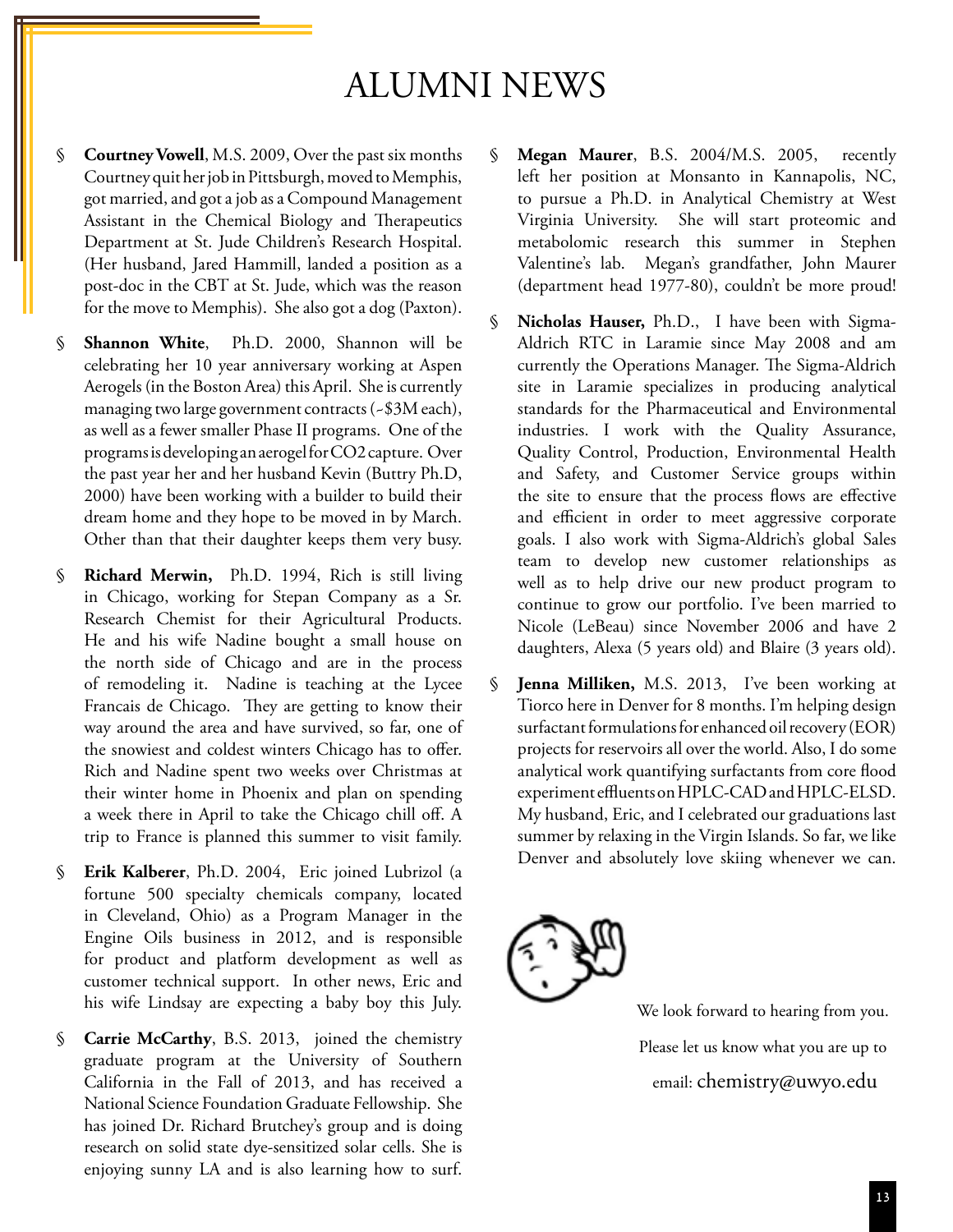# ALUMNI NEWS

- **Courtney Vowell**, M.S. 2009, Over the past six months Courtney quit her job in Pittsburgh, moved to Memphis, got married, and got a job as a Compound Management Assistant in the Chemical Biology and Therapeutics Department at St. Jude Children's Research Hospital. (Her husband, Jared Hammill, landed a position as a post-doc in the CBT at St. Jude, which was the reason for the move to Memphis). She also got a dog (Paxton).

- **Shannon White**, Ph.D. 2000, Shannon will be celebrating her 10 year anniversary working at Aspen Aerogels (in the Boston Area) this April. She is currently managing two large government contracts (~$3M each), as well as a fewer smaller Phase II programs. One of the programs is developing an aerogel for CO2 capture. Over the past year her and her husband Kevin (Buttry Ph.D, 2000) have been working with a builder to build their dream home and they hope to be moved in by March. Other than that their daughter keeps them very busy.

- **Richard Merwin,** Ph.D. 1994, Rich is still living in Chicago, working for Stepan Company as a Sr. Research Chemist for their Agricultural Products. He and his wife Nadine bought a small house on the north side of Chicago and are in the process of remodeling it. Nadine is teaching at the Lycee Francais de Chicago. They are getting to know their way around the area and have survived, so far, one of the snowiest and coldest winters Chicago has to offer. Rich and Nadine spent two weeks over Christmas at their winter home in Phoenix and plan on spending a week there in April to take the Chicago chill off. A trip to France is planned this summer to visit family.

- **Erik Kalberer**, Ph.D. 2004, Eric joined Lubrizol (a fortune 500 specialty chemicals company, located in Cleveland, Ohio) as a Program Manager in the Engine Oils business in 2012, and is responsible for product and platform development as well as customer technical support. In other news, Eric and his wife Lindsay are expecting a baby boy this July.

- **Carrie McCarthy**, B.S. 2013, joined the chemistry graduate program at the University of Southern California in the Fall of 2013, and has received a National Science Foundation Graduate Fellowship. She has joined Dr. Richard Brutchey's group and is doing research on solid state dye-sensitized solar cells. She is enjoying sunny LA and is also learning how to surf.

- **Megan Maurer**, B.S. 2004/M.S. 2005, recently left her position at Monsanto in Kannapolis, NC, to pursue a Ph.D. in Analytical Chemistry at West Virginia University. She will start proteomic and metabolomic research this summer in Stephen Valentine's lab. Megan's grandfather, John Maurer (department head 1977-80), couldn't be more proud!

- **Nicholas Hauser,** Ph.D., I have been with Sigma-Aldrich RTC in Laramie since May 2008 and am currently the Operations Manager. The Sigma-Aldrich site in Laramie specializes in producing analytical standards for the Pharmaceutical and Environmental industries. I work with the Quality Assurance, Quality Control, Production, Environmental Health and Safety, and Customer Service groups within the site to ensure that the process flows are effective and efficient in order to meet aggressive corporate goals. I also work with Sigma-Aldrich's global Sales team to develop new customer relationships as well as to help drive our new product program to continue to grow our portfolio. I've been married to Nicole (LeBeau) since November 2006 and have 2 daughters, Alexa (5 years old) and Blaire (3 years old).

- **Jenna Milliken,** M.S. 2013, I've been working at Tiorco here in Denver for 8 months. I'm helping design surfactant formulations for enhanced oil recovery (EOR) projects for reservoirs all over the world. Also, I do some analytical work quantifying surfactants from core flood experiment effluents on HPLC-CAD and HPLC-ELSD. My husband, Eric, and I celebrated our graduations last summer by relaxing in the Virgin Islands. So far, we like Denver and absolutely love skiing whenever we can.

We look forward to hearing from you.

Please let us know what you are up to

email: chemistry@uwyo.edu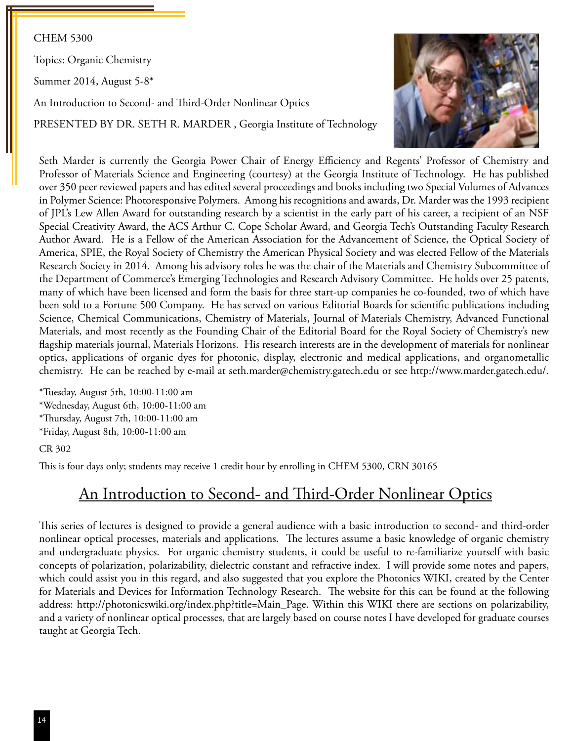CHEM 5300

Topics: Organic Chemistry

Summer 2014, August 5-8*

An Introduction to Second- and Third-Order Nonlinear Optics

PRESENTED BY DR. SETH R. MARDER , Georgia Institute of Technology

Seth Marder is currently the Georgia Power Chair of Energy Efficiency and Regents' Professor of Chemistry and Professor of Materials Science and Engineering (courtesy) at the Georgia Institute of Technology. He has published over 350 peer reviewed papers and has edited several proceedings and books including two Special Volumes of Advances in Polymer Science: Photoresponsive Polymers. Among his recognitions and awards, Dr. Marder was the 1993 recipient of JPL's Lew Allen Award for outstanding research by a scientist in the early part of his career, a recipient of an NSF Special Creativity Award, the ACS Arthur C. Cope Scholar Award, and Georgia Tech's Outstanding Faculty Research Author Award. He is a Fellow of the American Association for the Advancement of Science, the Optical Society of America, SPIE, the Royal Society of Chemistry the American Physical Society and was elected Fellow of the Materials Research Society in 2014. Among his advisory roles he was the chair of the Materials and Chemistry Subcommittee of the Department of Commerce's Emerging Technologies and Research Advisory Committee. He holds over 25 patents, many of which have been licensed and form the basis for three start-up companies he co-founded, two of which have been sold to a Fortune 500 Company. He has served on various Editorial Boards for scientific publications including Science, Chemical Communications, Chemistry of Materials, Journal of Materials Chemistry, Advanced Functional Materials, and most recently as the Founding Chair of the Editorial Board for the Royal Society of Chemistry's new flagship materials journal, Materials Horizons. His research interests are in the development of materials for nonlinear optics, applications of organic dyes for photonic, display, electronic and medical applications, and organometallic chemistry. He can be reached by e-mail at seth.marder@chemistry.gatech.edu or see http://www.marder.gatech.edu/.

*Tuesday, August 5th, 10:00-11:00 am
*Wednesday, August 6th, 10:00-11:00 am
*Thursday, August 7th, 10:00-11:00 am
*Friday, August 8th, 10:00-11:00 am

CR 302

This is four days only; students may receive 1 credit hour by enrolling in CHEM 5300, CRN 30165

## An Introduction to Second- and Third-Order Nonlinear Optics

This series of lectures is designed to provide a general audience with a basic introduction to second- and third-order nonlinear optical processes, materials and applications. The lectures assume a basic knowledge of organic chemistry and undergraduate physics. For organic chemistry students, it could be useful to re-familiarize yourself with basic concepts of polarization, polarizability, dielectric constant and refractive index. I will provide some notes and papers, which could assist you in this regard, and also suggested that you explore the Photonics WIKI, created by the Center for Materials and Devices for Information Technology Research. The website for this can be found at the following address: http://photonicswiki.org/index.php?title=Main_Page. Within this WIKI there are sections on polarizability, and a variety of nonlinear optical processes, that are largely based on course notes I have developed for graduate courses taught at Georgia Tech.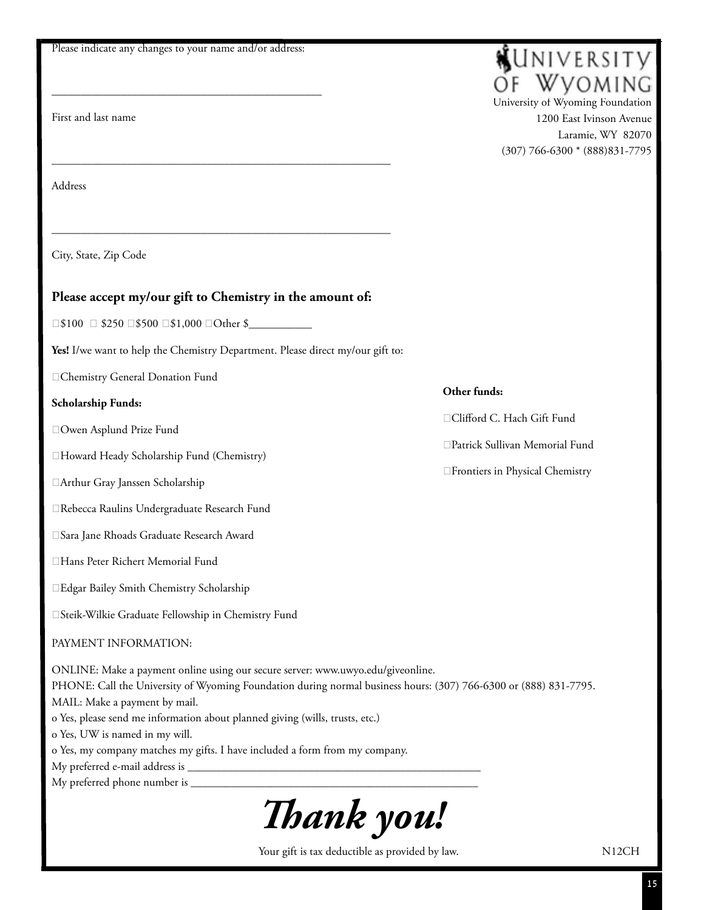Please indicate any changes to your name and/or address:

**UNIVERSITY OF WYOMING**

University of Wyoming Foundation
1200 East Ivinson Avenue
Laramie, WY 82070
(307) 766-6300 * (888)831-7795

_______________________________________________

First and last name

___________________________________________________________

Address

___________________________________________________________

City, State, Zip Code

## Please accept my/our gift to Chemistry in the amount of:

□$100 □ $250 □$500 □$1,000 □Other $___________

**Yes!** I/we want to help the Chemistry Department. Please direct my/our gift to:

□Chemistry General Donation Fund

**Scholarship Funds:**

□Owen Asplund Prize Fund

□Howard Heady Scholarship Fund (Chemistry)

□Arthur Gray Janssen Scholarship

□Rebecca Raulins Undergraduate Research Fund

□Sara Jane Rhoads Graduate Research Award

□Hans Peter Richert Memorial Fund

□Edgar Bailey Smith Chemistry Scholarship

□Steik-Wilkie Graduate Fellowship in Chemistry Fund

**Other funds:**

□Clifford C. Hach Gift Fund

□Patrick Sullivan Memorial Fund

□Frontiers in Physical Chemistry

PAYMENT INFORMATION:

ONLINE: Make a payment online using our secure server: www.uwyo.edu/giveonline.
PHONE: Call the University of Wyoming Foundation during normal business hours: (307) 766-6300 or (888) 831-7795.
MAIL: Make a payment by mail.
o Yes, please send me information about planned giving (wills, trusts, etc.)
o Yes, UW is named in my will.
o Yes, my company matches my gifts. I have included a form from my company.
My preferred e-mail address is _____________________________________________________
My preferred phone number is ___________________________________________________

# *Thank you!*

Your gift is tax deductible as provided by law.

N12CH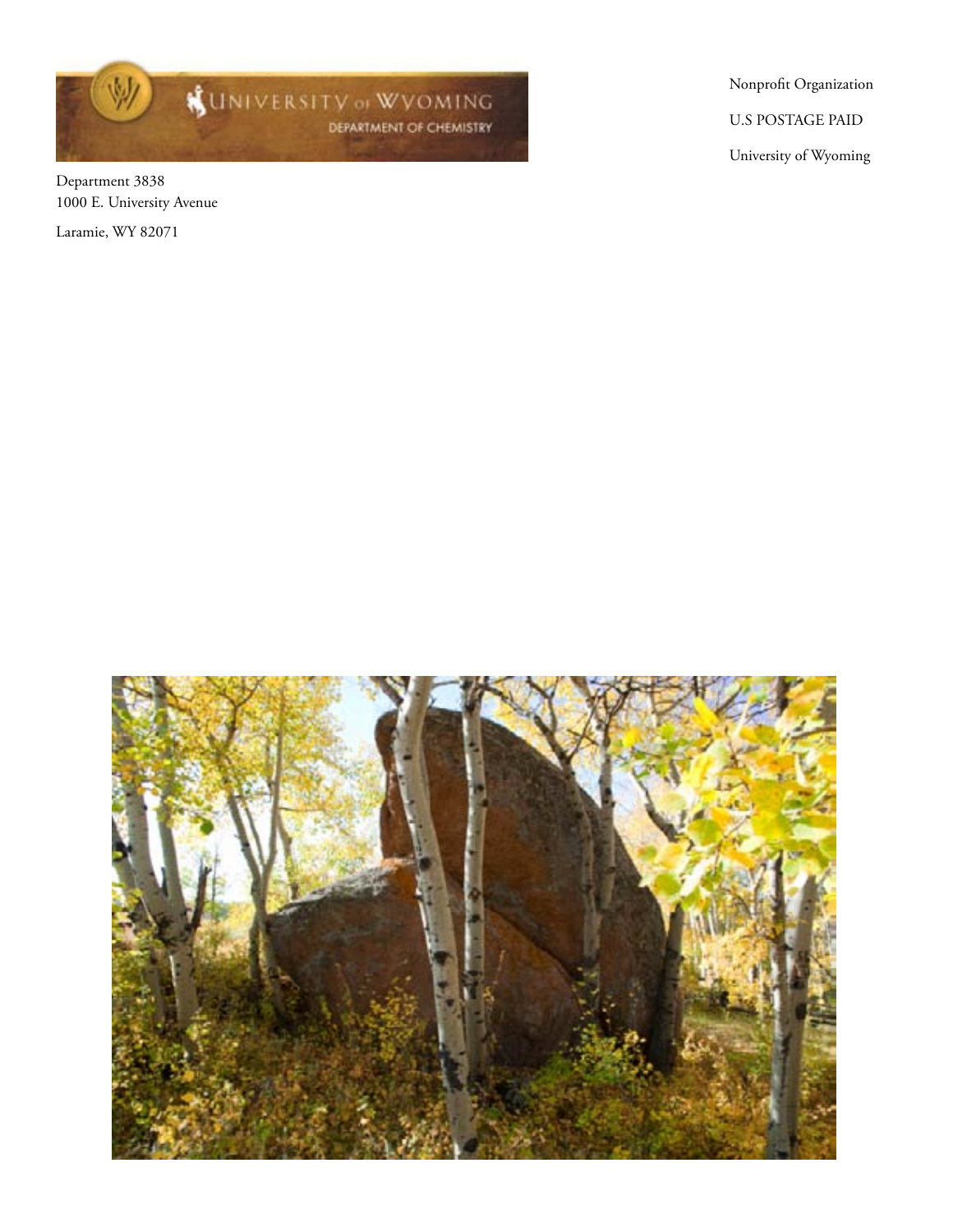UNIVERSITY of WYOMING

DEPARTMENT OF CHEMISTRY

Department 3838
1000 E. University Avenue

Laramie, WY 82071

Nonprofit Organization

U.S POSTAGE PAID

University of Wyoming